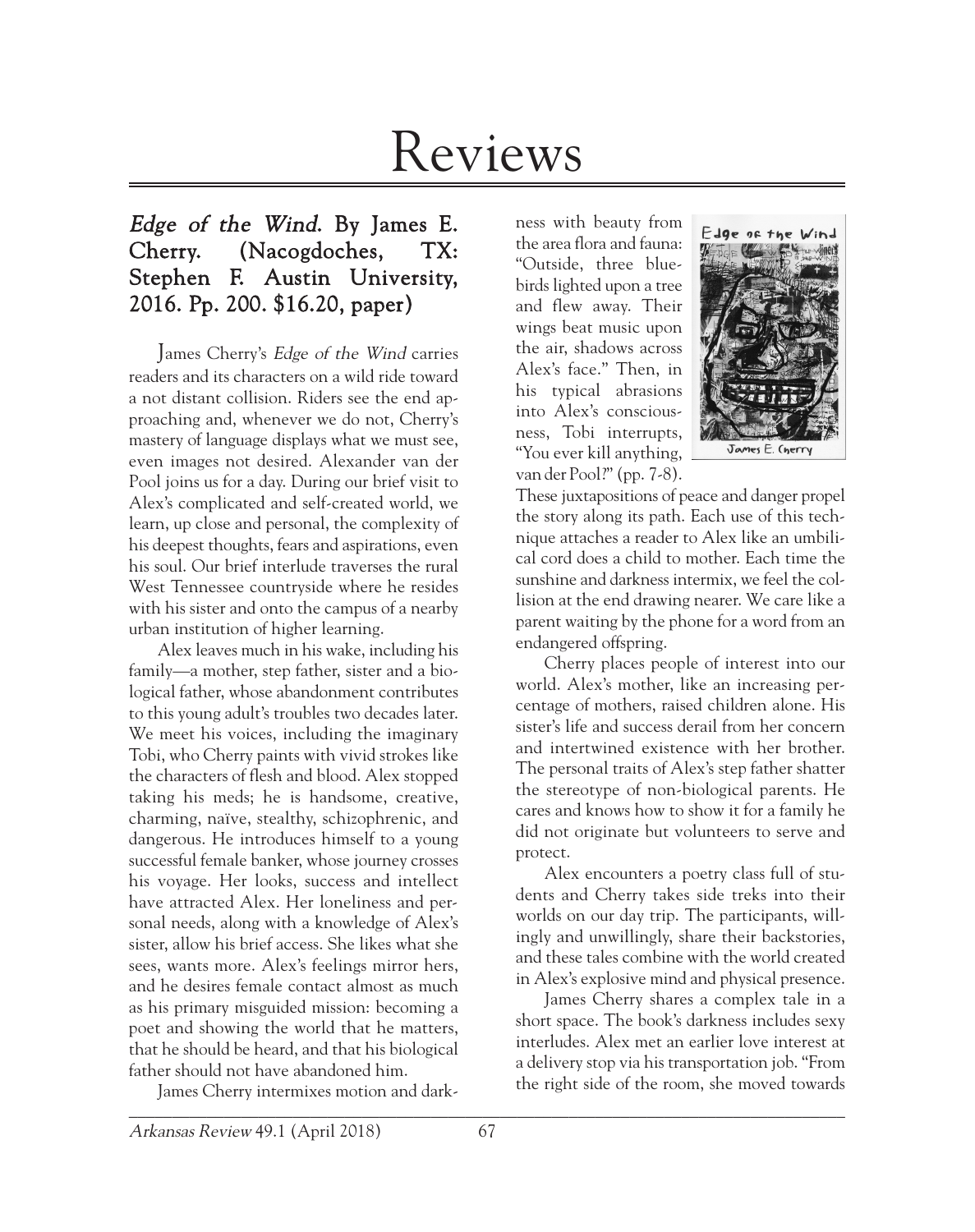# Reviews

### *Edge of the Wind*. By James E. Cherry. (Nacogdoches, TX: Stephen F. Austin University, 2016. Pp. 200. $16.20, paper)

James Cherry's *Edge of the Wind* carries readers and its characters on a wild ride toward a not distant collision. Riders see the end approaching and, whenever we do not, Cherry's mastery of language displays what we must see, even images not desired. Alexander van der Pool joins us for a day. During our brief visit to Alex's complicated and self-created world, we learn, up close and personal, the complexity of his deepest thoughts, fears and aspirations, even his soul. Our brief interlude traverses the rural West Tennessee countryside where he resides with his sister and onto the campus of a nearby urban institution of higher learning.

Alex leaves much in his wake, including his family—a mother, step father, sister and a biological father, whose abandonment contributes to this young adult's troubles two decades later. We meet his voices, including the imaginary Tobi, who Cherry paints with vivid strokes like the characters of flesh and blood. Alex stopped taking his meds; he is handsome, creative, charming, naïve, stealthy, schizophrenic, and dangerous. He introduces himself to a young successful female banker, whose journey crosses his voyage. Her looks, success and intellect have attracted Alex. Her loneliness and personal needs, along with a knowledge of Alex's sister, allow his brief access. She likes what she sees, wants more. Alex's feelings mirror hers, and he desires female contact almost as much as his primary misguided mission: becoming a poet and showing the world that he matters, that he should be heard, and that his biological father should not have abandoned him.

James Cherry intermixes motion and darkness with beauty from the area flora and fauna: "Outside, three bluebirds lighted upon a tree and flew away. Their wings beat music upon the air, shadows across Alex's face." Then, in his typical abrasions into Alex's consciousness, Tobi interrupts, "You ever kill anything, van der Pool?" (pp. 7-8). These juxtapositions of peace and danger propel the story along its path. Each use of this technique attaches a reader to Alex like an umbilical cord does a child to mother. Each time the sunshine and darkness intermix, we feel the collision at the end drawing nearer. We care like a parent waiting by the phone for a word from an endangered offspring.

Cherry places people of interest into our world. Alex's mother, like an increasing percentage of mothers, raised children alone. His sister's life and success derail from her concern and intertwined existence with her brother. The personal traits of Alex's step father shatter the stereotype of non-biological parents. He cares and knows how to show it for a family he did not originate but volunteers to serve and protect.

Alex encounters a poetry class full of students and Cherry takes side treks into their worlds on our day trip. The participants, willingly and unwillingly, share their backstories, and these tales combine with the world created in Alex's explosive mind and physical presence.

James Cherry shares a complex tale in a short space. The book's darkness includes sexy interludes. Alex met an earlier love interest at a delivery stop via his transportation job. "From the right side of the room, she moved towards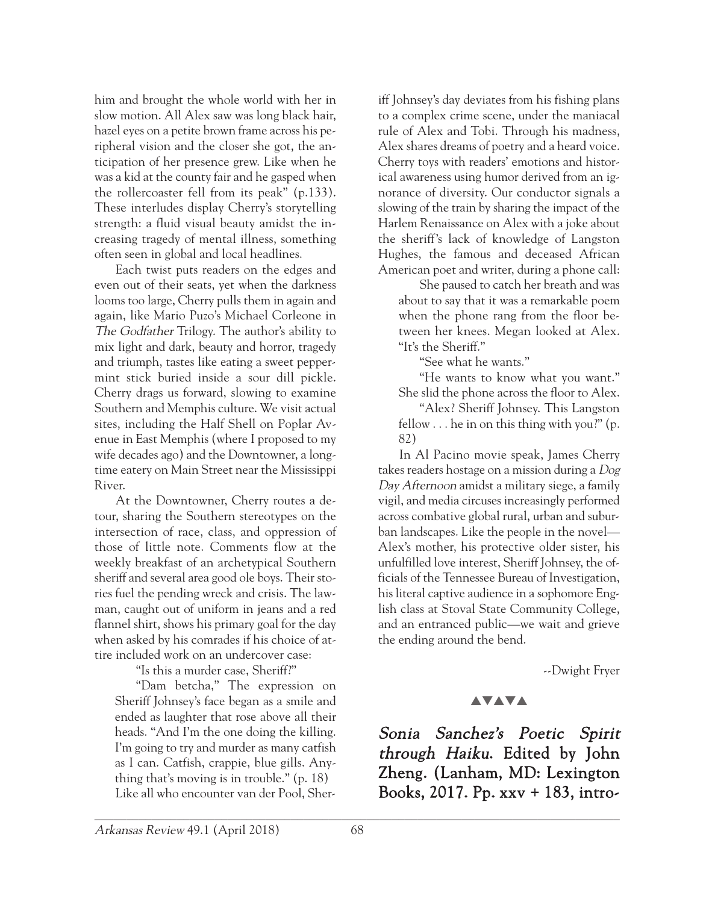him and brought the whole world with her in slow motion. All Alex saw was long black hair, hazel eyes on a petite brown frame across his peripheral vision and the closer she got, the anticipation of her presence grew. Like when he was a kid at the county fair and he gasped when the rollercoaster fell from its peak" (p.133). These interludes display Cherry's storytelling strength: a fluid visual beauty amidst the increasing tragedy of mental illness, something often seen in global and local headlines.

Each twist puts readers on the edges and even out of their seats, yet when the darkness looms too large, Cherry pulls them in again and again, like Mario Puzo's Michael Corleone in *The Godfather* Trilogy. The author's ability to mix light and dark, beauty and horror, tragedy and triumph, tastes like eating a sweet peppermint stick buried inside a sour dill pickle. Cherry drags us forward, slowing to examine Southern and Memphis culture. We visit actual sites, including the Half Shell on Poplar Avenue in East Memphis (where I proposed to my wife decades ago) and the Downtowner, a longtime eatery on Main Street near the Mississippi River.

At the Downtowner, Cherry routes a detour, sharing the Southern stereotypes on the intersection of race, class, and oppression of those of little note. Comments flow at the weekly breakfast of an archetypical Southern sheriff and several area good ole boys. Their stories fuel the pending wreck and crisis. The lawman, caught out of uniform in jeans and a red flannel shirt, shows his primary goal for the day when asked by his comrades if his choice of attire included work on an undercover case:

> "Is this a murder case, Sheriff?"
>
> "Dam betcha," The expression on Sheriff Johnsey's face began as a smile and ended as laughter that rose above all their heads. "And I'm the one doing the killing. I'm going to try and murder as many catfish as I can. Catfish, crappie, blue gills. Anything that's moving is in trouble." (p. 18)

Like all who encounter van der Pool, Sheriff Johnsey's day deviates from his fishing plans to a complex crime scene, under the maniacal rule of Alex and Tobi. Through his madness, Alex shares dreams of poetry and a heard voice. Cherry toys with readers' emotions and historical awareness using humor derived from an ignorance of diversity. Our conductor signals a slowing of the train by sharing the impact of the Harlem Renaissance on Alex with a joke about the sheriff's lack of knowledge of Langston Hughes, the famous and deceased African American poet and writer, during a phone call:

> She paused to catch her breath and was about to say that it was a remarkable poem when the phone rang from the floor between her knees. Megan looked at Alex. "It's the Sheriff."
>
> "See what he wants."
>
> "He wants to know what you want." She slid the phone across the floor to Alex.
>
> "Alex? Sheriff Johnsey. This Langston fellow . . . he in on this thing with you?" (p. 82)

In Al Pacino movie speak, James Cherry takes readers hostage on a mission during a *Dog Day Afternoon* amidst a military siege, a family vigil, and media circuses increasingly performed across combative global rural, urban and suburban landscapes. Like the people in the novel—Alex's mother, his protective older sister, his unfulfilled love interest, Sheriff Johnsey, the officials of the Tennessee Bureau of Investigation, his literal captive audience in a sophomore English class at Stoval State Community College, and an entranced public—we wait and grieve the ending around the bend.

--Dwight Fryer

▲▼▲▼▲

***Sonia Sanchez's Poetic Spirit through Haiku.*** **Edited by John Zheng. (Lanham, MD: Lexington Books, 2017. Pp. xxv + 183, intro-**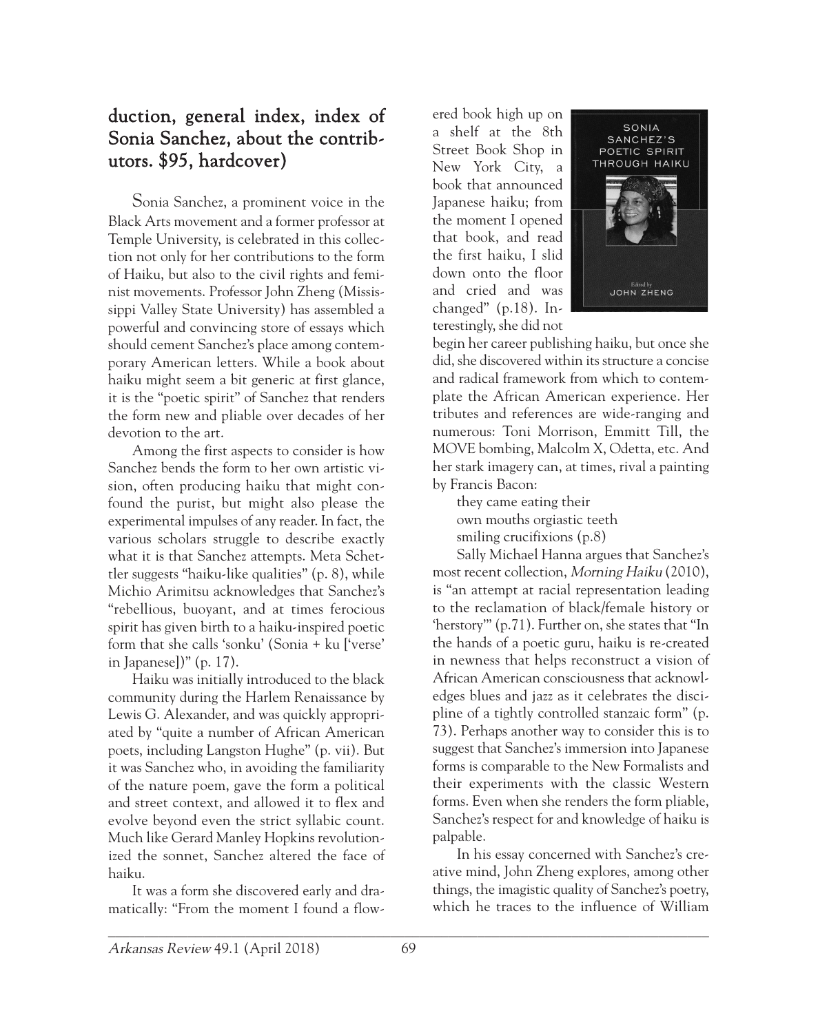**duction, general index, index of Sonia Sanchez, about the contributors. $95, hardcover)**

Sonia Sanchez, a prominent voice in the Black Arts movement and a former professor at Temple University, is celebrated in this collection not only for her contributions to the form of Haiku, but also to the civil rights and feminist movements. Professor John Zheng (Mississippi Valley State University) has assembled a powerful and convincing store of essays which should cement Sanchez's place among contemporary American letters. While a book about haiku might seem a bit generic at first glance, it is the "poetic spirit" of Sanchez that renders the form new and pliable over decades of her devotion to the art.

Among the first aspects to consider is how Sanchez bends the form to her own artistic vision, often producing haiku that might confound the purist, but might also please the experimental impulses of any reader. In fact, the various scholars struggle to describe exactly what it is that Sanchez attempts. Meta Schettler suggests "haiku-like qualities" (p. 8), while Michio Arimitsu acknowledges that Sanchez's "rebellious, buoyant, and at times ferocious spirit has given birth to a haiku-inspired poetic form that she calls 'sonku' (Sonia + ku ['verse' in Japanese])" (p. 17).

Haiku was initially introduced to the black community during the Harlem Renaissance by Lewis G. Alexander, and was quickly appropriated by "quite a number of African American poets, including Langston Hughe" (p. vii). But it was Sanchez who, in avoiding the familiarity of the nature poem, gave the form a political and street context, and allowed it to flex and evolve beyond even the strict syllabic count. Much like Gerard Manley Hopkins revolutionized the sonnet, Sanchez altered the face of haiku.

It was a form she discovered early and dramatically: "From the moment I found a flowered book high up on a shelf at the 8th Street Book Shop in New York City, a book that announced Japanese haiku; from the moment I opened that book, and read the first haiku, I slid down onto the floor and cried and was changed" (p.18). Interestingly, she did not begin her career publishing haiku, but once she did, she discovered within its structure a concise and radical framework from which to contemplate the African American experience. Her tributes and references are wide-ranging and numerous: Toni Morrison, Emmitt Till, the MOVE bombing, Malcolm X, Odetta, etc. And her stark imagery can, at times, rival a painting by Francis Bacon:

> they came eating their
> own mouths orgiastic teeth
> smiling crucifixions (p.8)

Sally Michael Hanna argues that Sanchez's most recent collection, *Morning Haiku* (2010), is "an attempt at racial representation leading to the reclamation of black/female history or 'herstory'" (p.71). Further on, she states that "In the hands of a poetic guru, haiku is re-created in newness that helps reconstruct a vision of African American consciousness that acknowledges blues and jazz as it celebrates the discipline of a tightly controlled stanzaic form" (p. 73). Perhaps another way to consider this is to suggest that Sanchez's immersion into Japanese forms is comparable to the New Formalists and their experiments with the classic Western forms. Even when she renders the form pliable, Sanchez's respect for and knowledge of haiku is palpable.

In his essay concerned with Sanchez's creative mind, John Zheng explores, among other things, the imagistic quality of Sanchez's poetry, which he traces to the influence of William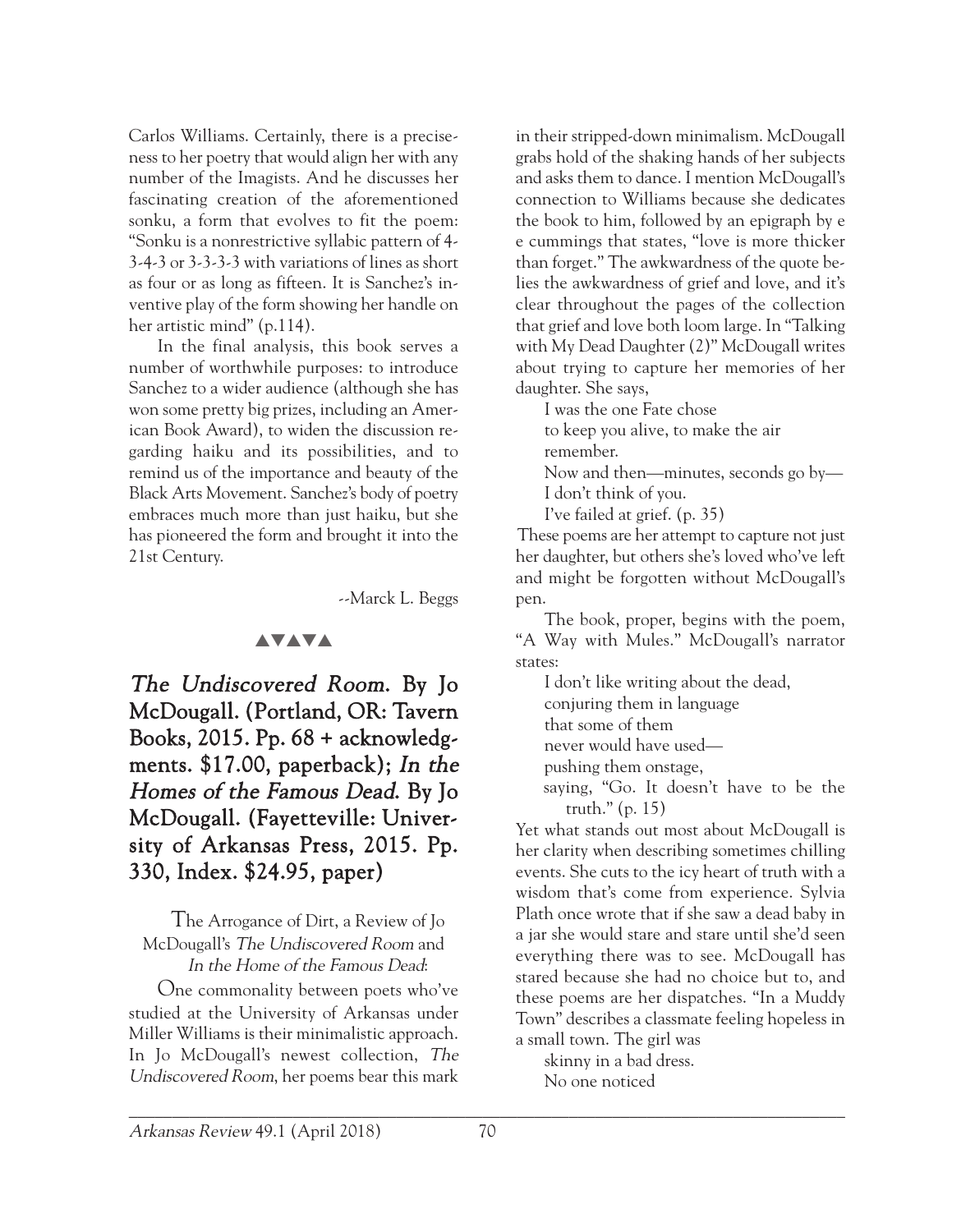Carlos Williams. Certainly, there is a preciseness to her poetry that would align her with any number of the Imagists. And he discusses her fascinating creation of the aforementioned sonku, a form that evolves to fit the poem: "Sonku is a nonrestrictive syllabic pattern of 4-3-4-3 or 3-3-3-3 with variations of lines as short as four or as long as fifteen. It is Sanchez's inventive play of the form showing her handle on her artistic mind" (p.114).

In the final analysis, this book serves a number of worthwhile purposes: to introduce Sanchez to a wider audience (although she has won some pretty big prizes, including an American Book Award), to widen the discussion regarding haiku and its possibilities, and to remind us of the importance and beauty of the Black Arts Movement. Sanchez's body of poetry embraces much more than just haiku, but she has pioneered the form and brought it into the 21st Century.

--Marck L. Beggs

▲▼▲▼▲

## *The Undiscovered Room.* By Jo McDougall. (Portland, OR: Tavern Books, 2015. Pp. 68 + acknowledgments. $17.00, paperback); *In the Homes of the Famous Dead.* By Jo McDougall. (Fayetteville: University of Arkansas Press, 2015. Pp. 330, Index. $24.95, paper)

The Arrogance of Dirt, a Review of Jo McDougall's *The Undiscovered Room* and *In the Home of the Famous Dead*:

One commonality between poets who've studied at the University of Arkansas under Miller Williams is their minimalistic approach. In Jo McDougall's newest collection, *The Undiscovered Room*, her poems bear this mark in their stripped-down minimalism. McDougall grabs hold of the shaking hands of her subjects and asks them to dance. I mention McDougall's connection to Williams because she dedicates the book to him, followed by an epigraph by e e cummings that states, "love is more thicker than forget." The awkwardness of the quote belies the awkwardness of grief and love, and it's clear throughout the pages of the collection that grief and love both loom large. In "Talking with My Dead Daughter (2)" McDougall writes about trying to capture her memories of her daughter. She says,

> I was the one Fate chose
> to keep you alive, to make the air
> remember.
> Now and then—minutes, seconds go by—
> I don't think of you.
> I've failed at grief. (p. 35)

These poems are her attempt to capture not just her daughter, but others she's loved who've left and might be forgotten without McDougall's pen.

The book, proper, begins with the poem, "A Way with Mules." McDougall's narrator states:

> I don't like writing about the dead,
> conjuring them in language
> that some of them
> never would have used—
> pushing them onstage,
> saying, "Go. It doesn't have to be the truth." (p. 15)

Yet what stands out most about McDougall is her clarity when describing sometimes chilling events. She cuts to the icy heart of truth with a wisdom that's come from experience. Sylvia Plath once wrote that if she saw a dead baby in a jar she would stare and stare until she'd seen everything there was to see. McDougall has stared because she had no choice but to, and these poems are her dispatches. "In a Muddy Town" describes a classmate feeling hopeless in a small town. The girl was

> skinny in a bad dress.
> No one noticed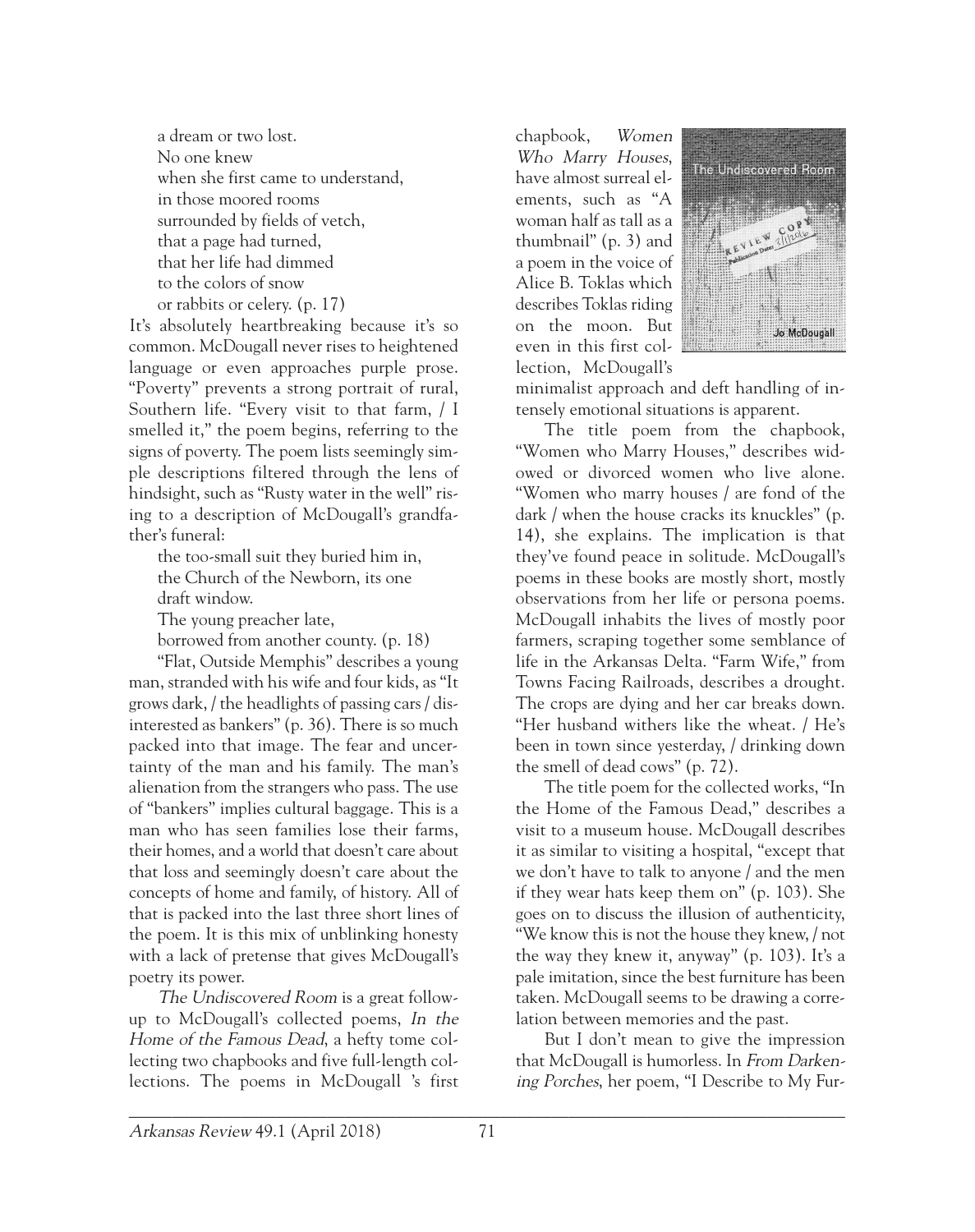a dream or two lost.
No one knew
when she first came to understand,
in those moored rooms
surrounded by fields of vetch,
that a page had turned,
that her life had dimmed
to the colors of snow
or rabbits or celery. (p. 17)

It's absolutely heartbreaking because it's so common. McDougall never rises to heightened language or even approaches purple prose. "Poverty" prevents a strong portrait of rural, Southern life. "Every visit to that farm, / I smelled it," the poem begins, referring to the signs of poverty. The poem lists seemingly simple descriptions filtered through the lens of hindsight, such as "Rusty water in the well" rising to a description of McDougall's grandfather's funeral:

the too-small suit they buried him in,
the Church of the Newborn, its one
draft window.
The young preacher late,
borrowed from another county. (p. 18)

"Flat, Outside Memphis" describes a young man, stranded with his wife and four kids, as "It grows dark, / the headlights of passing cars / disinterested as bankers" (p. 36). There is so much packed into that image. The fear and uncertainty of the man and his family. The man's alienation from the strangers who pass. The use of "bankers" implies cultural baggage. This is a man who has seen families lose their farms, their homes, and a world that doesn't care about that loss and seemingly doesn't care about the concepts of home and family, of history. All of that is packed into the last three short lines of the poem. It is this mix of unblinking honesty with a lack of pretense that gives McDougall's poetry its power.

*The Undiscovered Room* is a great follow-up to McDougall's collected poems, *In the Home of the Famous Dead*, a hefty tome collecting two chapbooks and five full-length collections. The poems in McDougall 's first chapbook, *Women Who Marry Houses*, have almost surreal elements, such as "A woman half as tall as a thumbnail" (p. 3) and a poem in the voice of Alice B. Toklas which describes Toklas riding on the moon. But even in this first collection, McDougall's minimalist approach and deft handling of intensely emotional situations is apparent.

The title poem from the chapbook, "Women who Marry Houses," describes widowed or divorced women who live alone. "Women who marry houses / are fond of the dark / when the house cracks its knuckles" (p. 14), she explains. The implication is that they've found peace in solitude. McDougall's poems in these books are mostly short, mostly observations from her life or persona poems. McDougall inhabits the lives of mostly poor farmers, scraping together some semblance of life in the Arkansas Delta. "Farm Wife," from Towns Facing Railroads, describes a drought. The crops are dying and her car breaks down. "Her husband withers like the wheat. / He's been in town since yesterday, / drinking down the smell of dead cows" (p. 72).

The title poem for the collected works, "In the Home of the Famous Dead," describes a visit to a museum house. McDougall describes it as similar to visiting a hospital, "except that we don't have to talk to anyone / and the men if they wear hats keep them on" (p. 103). She goes on to discuss the illusion of authenticity, "We know this is not the house they knew, / not the way they knew it, anyway" (p. 103). It's a pale imitation, since the best furniture has been taken. McDougall seems to be drawing a correlation between memories and the past.

But I don't mean to give the impression that McDougall is humorless. In *From Darkening Porches*, her poem, "I Describe to My Fur-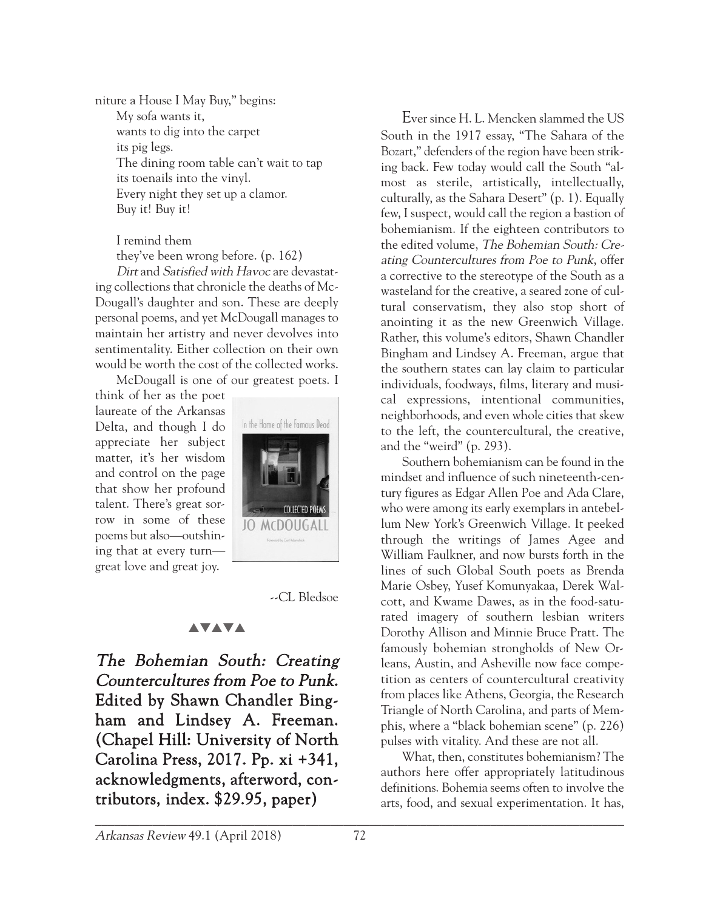niture a House I May Buy," begins:

> My sofa wants it,
> wants to dig into the carpet
> its pig legs.
> The dining room table can't wait to tap
> its toenails into the vinyl.
> Every night they set up a clamor.
> Buy it! Buy it!
>
> I remind them
> they've been wrong before. (p. 162)

*Dirt* and *Satisfied with Havoc* are devastating collections that chronicle the deaths of McDougall's daughter and son. These are deeply personal poems, and yet McDougall manages to maintain her artistry and never devolves into sentimentality. Either collection on their own would be worth the cost of the collected works.

McDougall is one of our greatest poets. I think of her as the poet laureate of the Arkansas Delta, and though I do appreciate her subject matter, it's her wisdom and control on the page that show her profound talent. There's great sorrow in some of these poems but also—outshining that at every turn—great love and great joy.

--CL Bledsoe

▲▼▲▼▲

## *The Bohemian South: Creating Countercultures from Poe to Punk.* Edited by Shawn Chandler Bingham and Lindsey A. Freeman. (Chapel Hill: University of North Carolina Press, 2017. Pp. xi +341, acknowledgments, afterword, contributors, index. $29.95, paper)

Ever since H. L. Mencken slammed the US South in the 1917 essay, "The Sahara of the Bozart," defenders of the region have been striking back. Few today would call the South "almost as sterile, artistically, intellectually, culturally, as the Sahara Desert" (p. 1). Equally few, I suspect, would call the region a bastion of bohemianism. If the eighteen contributors to the edited volume, *The Bohemian South: Creating Countercultures from Poe to Punk*, offer a corrective to the stereotype of the South as a wasteland for the creative, a seared zone of cultural conservatism, they also stop short of anointing it as the new Greenwich Village. Rather, this volume's editors, Shawn Chandler Bingham and Lindsey A. Freeman, argue that the southern states can lay claim to particular individuals, foodways, films, literary and musical expressions, intentional communities, neighborhoods, and even whole cities that skew to the left, the countercultural, the creative, and the "weird" (p. 293).

Southern bohemianism can be found in the mindset and influence of such nineteenth-century figures as Edgar Allen Poe and Ada Clare, who were among its early exemplars in antebellum New York's Greenwich Village. It peeked through the writings of James Agee and William Faulkner, and now bursts forth in the lines of such Global South poets as Brenda Marie Osbey, Yusef Komunyakaa, Derek Walcott, and Kwame Dawes, as in the food-saturated imagery of southern lesbian writers Dorothy Allison and Minnie Bruce Pratt. The famously bohemian strongholds of New Orleans, Austin, and Asheville now face competition as centers of countercultural creativity from places like Athens, Georgia, the Research Triangle of North Carolina, and parts of Memphis, where a "black bohemian scene" (p. 226) pulses with vitality. And these are not all.

What, then, constitutes bohemianism? The authors here offer appropriately latitudinous definitions. Bohemia seems often to involve the arts, food, and sexual experimentation. It has,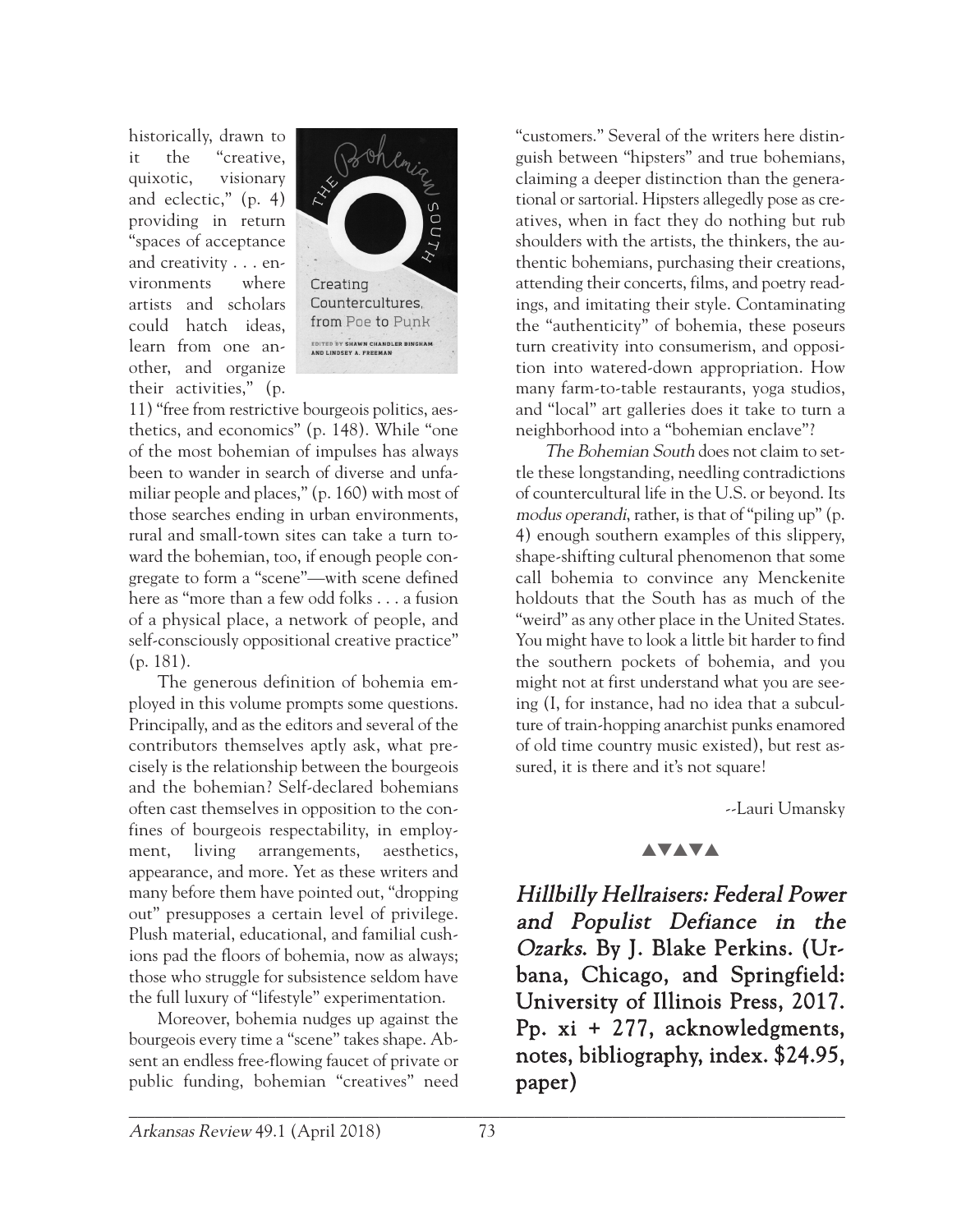historically, drawn to it the "creative, quixotic, visionary and eclectic," (p. 4) providing in return "spaces of acceptance and creativity . . . environments where artists and scholars could hatch ideas, learn from one another, and organize their activities," (p. 11) "free from restrictive bourgeois politics, aesthetics, and economics" (p. 148). While "one of the most bohemian of impulses has always been to wander in search of diverse and unfamiliar people and places," (p. 160) with most of those searches ending in urban environments, rural and small-town sites can take a turn toward the bohemian, too, if enough people congregate to form a "scene"—with scene defined here as "more than a few odd folks . . . a fusion of a physical place, a network of people, and self-consciously oppositional creative practice" (p. 181).

The generous definition of bohemia employed in this volume prompts some questions. Principally, and as the editors and several of the contributors themselves aptly ask, what precisely is the relationship between the bourgeois and the bohemian? Self-declared bohemians often cast themselves in opposition to the confines of bourgeois respectability, in employment, living arrangements, aesthetics, appearance, and more. Yet as these writers and many before them have pointed out, "dropping out" presupposes a certain level of privilege. Plush material, educational, and familial cushions pad the floors of bohemia, now as always; those who struggle for subsistence seldom have the full luxury of "lifestyle" experimentation.

Moreover, bohemia nudges up against the bourgeois every time a "scene" takes shape. Absent an endless free-flowing faucet of private or public funding, bohemian "creatives" need "customers." Several of the writers here distinguish between "hipsters" and true bohemians, claiming a deeper distinction than the generational or sartorial. Hipsters allegedly pose as creatives, when in fact they do nothing but rub shoulders with the artists, the thinkers, the authentic bohemians, purchasing their creations, attending their concerts, films, and poetry readings, and imitating their style. Contaminating the "authenticity" of bohemia, these poseurs turn creativity into consumerism, and opposition into watered-down appropriation. How many farm-to-table restaurants, yoga studios, and "local" art galleries does it take to turn a neighborhood into a "bohemian enclave"?

*The Bohemian South* does not claim to settle these longstanding, needling contradictions of countercultural life in the U.S. or beyond. Its *modus operandi*, rather, is that of "piling up" (p. 4) enough southern examples of this slippery, shape-shifting cultural phenomenon that some call bohemia to convince any Menckenite holdouts that the South has as much of the "weird" as any other place in the United States. You might have to look a little bit harder to find the southern pockets of bohemia, and you might not at first understand what you are seeing (I, for instance, had no idea that a subculture of train-hopping anarchist punks enamored of old time country music existed), but rest assured, it is there and it's not square!

--Lauri Umansky

▲▼▲▼▲

## *Hillbilly Hellraisers: Federal Power and Populist Defiance in the Ozarks.* By J. Blake Perkins. (Urbana, Chicago, and Springfield: University of Illinois Press, 2017. Pp. xi + 277, acknowledgments, notes, bibliography, index. $24.95, paper)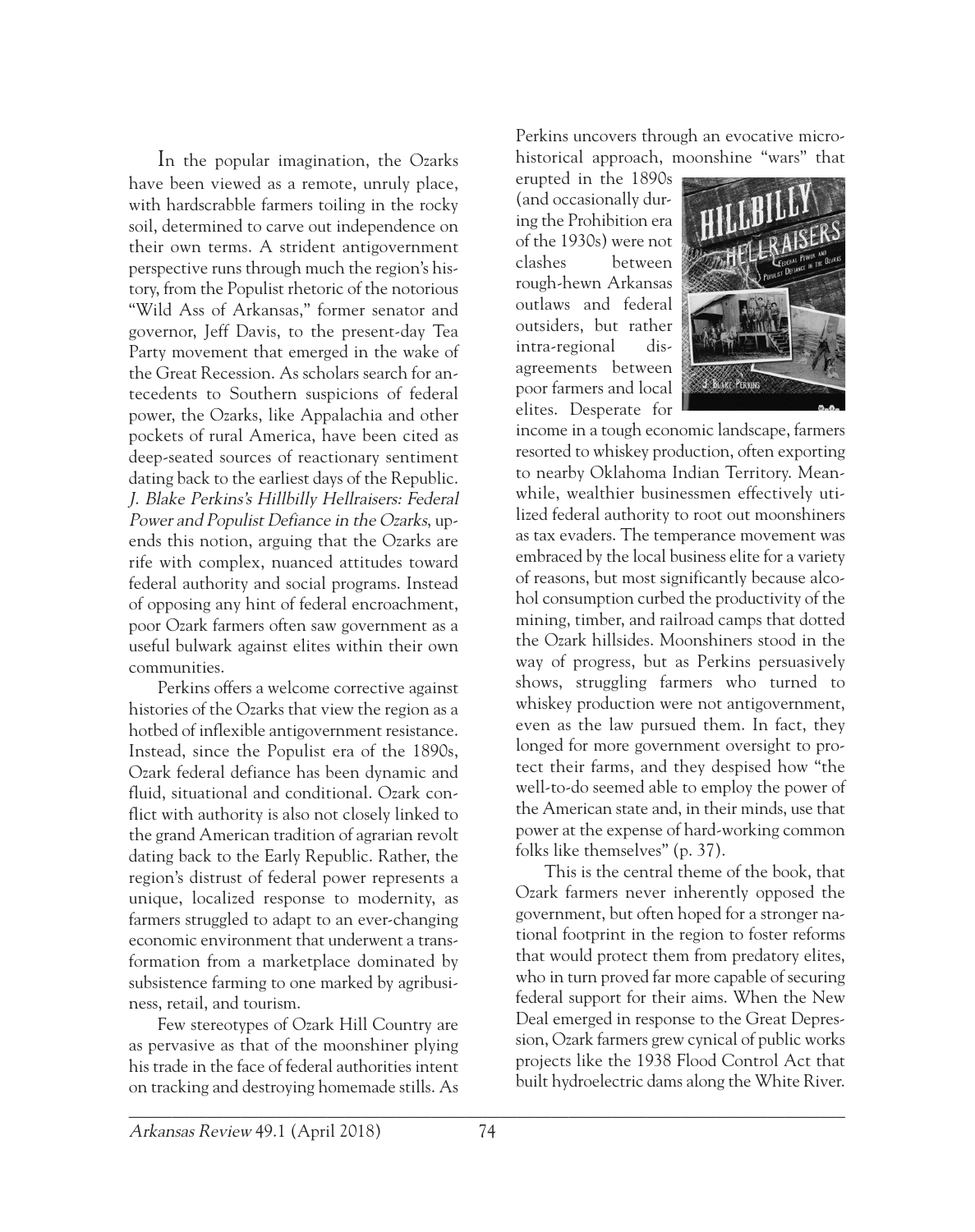In the popular imagination, the Ozarks have been viewed as a remote, unruly place, with hardscrabble farmers toiling in the rocky soil, determined to carve out independence on their own terms. A strident antigovernment perspective runs through much the region's history, from the Populist rhetoric of the notorious "Wild Ass of Arkansas," former senator and governor, Jeff Davis, to the present-day Tea Party movement that emerged in the wake of the Great Recession. As scholars search for antecedents to Southern suspicions of federal power, the Ozarks, like Appalachia and other pockets of rural America, have been cited as deep-seated sources of reactionary sentiment dating back to the earliest days of the Republic. *J. Blake Perkins's Hillbilly Hellraisers: Federal Power and Populist Defiance in the Ozarks*, upends this notion, arguing that the Ozarks are rife with complex, nuanced attitudes toward federal authority and social programs. Instead of opposing any hint of federal encroachment, poor Ozark farmers often saw government as a useful bulwark against elites within their own communities.

Perkins offers a welcome corrective against histories of the Ozarks that view the region as a hotbed of inflexible antigovernment resistance. Instead, since the Populist era of the 1890s, Ozark federal defiance has been dynamic and fluid, situational and conditional. Ozark conflict with authority is also not closely linked to the grand American tradition of agrarian revolt dating back to the Early Republic. Rather, the region's distrust of federal power represents a unique, localized response to modernity, as farmers struggled to adapt to an ever-changing economic environment that underwent a transformation from a marketplace dominated by subsistence farming to one marked by agribusiness, retail, and tourism.

Few stereotypes of Ozark Hill Country are as pervasive as that of the moonshiner plying his trade in the face of federal authorities intent on tracking and destroying homemade stills. As Perkins uncovers through an evocative micro-historical approach, moonshine "wars" that erupted in the 1890s (and occasionally during the Prohibition era of the 1930s) were not clashes between rough-hewn Arkansas outlaws and federal outsiders, but rather intra-regional disagreements between poor farmers and local elites. Desperate for income in a tough economic landscape, farmers resorted to whiskey production, often exporting to nearby Oklahoma Indian Territory. Meanwhile, wealthier businessmen effectively utilized federal authority to root out moonshiners as tax evaders. The temperance movement was embraced by the local business elite for a variety of reasons, but most significantly because alcohol consumption curbed the productivity of the mining, timber, and railroad camps that dotted the Ozark hillsides. Moonshiners stood in the way of progress, but as Perkins persuasively shows, struggling farmers who turned to whiskey production were not antigovernment, even as the law pursued them. In fact, they longed for more government oversight to protect their farms, and they despised how "the well-to-do seemed able to employ the power of the American state and, in their minds, use that power at the expense of hard-working common folks like themselves" (p. 37).

This is the central theme of the book, that Ozark farmers never inherently opposed the government, but often hoped for a stronger national footprint in the region to foster reforms that would protect them from predatory elites, who in turn proved far more capable of securing federal support for their aims. When the New Deal emerged in response to the Great Depression, Ozark farmers grew cynical of public works projects like the 1938 Flood Control Act that built hydroelectric dams along the White River.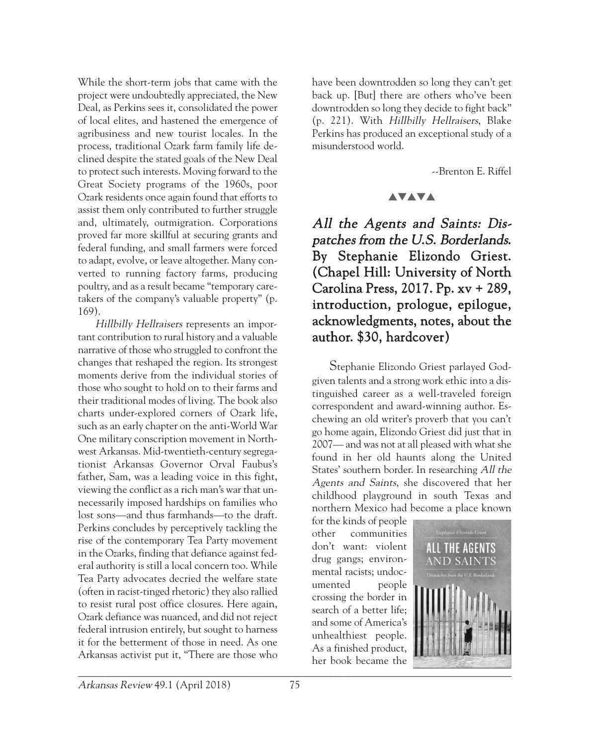While the short-term jobs that came with the project were undoubtedly appreciated, the New Deal, as Perkins sees it, consolidated the power of local elites, and hastened the emergence of agribusiness and new tourist locales. In the process, traditional Ozark farm family life declined despite the stated goals of the New Deal to protect such interests. Moving forward to the Great Society programs of the 1960s, poor Ozark residents once again found that efforts to assist them only contributed to further struggle and, ultimately, outmigration. Corporations proved far more skillful at securing grants and federal funding, and small farmers were forced to adapt, evolve, or leave altogether. Many converted to running factory farms, producing poultry, and as a result became "temporary caretakers of the company's valuable property" (p. 169).

*Hillbilly Hellraisers* represents an important contribution to rural history and a valuable narrative of those who struggled to confront the changes that reshaped the region. Its strongest moments derive from the individual stories of those who sought to hold on to their farms and their traditional modes of living. The book also charts under-explored corners of Ozark life, such as an early chapter on the anti-World War One military conscription movement in Northwest Arkansas. Mid-twentieth-century segregationist Arkansas Governor Orval Faubus's father, Sam, was a leading voice in this fight, viewing the conflict as a rich man's war that unnecessarily imposed hardships on families who lost sons—and thus farmhands—to the draft. Perkins concludes by perceptively tackling the rise of the contemporary Tea Party movement in the Ozarks, finding that defiance against federal authority is still a local concern too. While Tea Party advocates decried the welfare state (often in racist-tinged rhetoric) they also rallied to resist rural post office closures. Here again, Ozark defiance was nuanced, and did not reject federal intrusion entirely, but sought to harness it for the betterment of those in need. As one Arkansas activist put it, "There are those who have been downtrodden so long they can't get back up. [But] there are others who've been downtrodden so long they decide to fight back" (p. 221). With *Hillbilly Hellraisers*, Blake Perkins has produced an exceptional study of a misunderstood world.

--Brenton E. Riffel

▲▼▲▼▲

## *All the Agents and Saints: Dispatches from the U.S. Borderlands.* By Stephanie Elizondo Griest. (Chapel Hill: University of North Carolina Press, 2017. Pp. xv + 289, introduction, prologue, epilogue, acknowledgments, notes, about the author. $30, hardcover)

Stephanie Elizondo Griest parlayed God-given talents and a strong work ethic into a distinguished career as a well-traveled foreign correspondent and award-winning author. Eschewing an old writer's proverb that you can't go home again, Elizondo Griest did just that in 2007— and was not at all pleased with what she found in her old haunts along the United States' southern border. In researching *All the Agents and Saints*, she discovered that her childhood playground in south Texas and northern Mexico had become a place known for the kinds of people other communities don't want: violent drug gangs; environmental racists; undocumented people crossing the border in search of a better life; and some of America's unhealthiest people. As a finished product, her book became the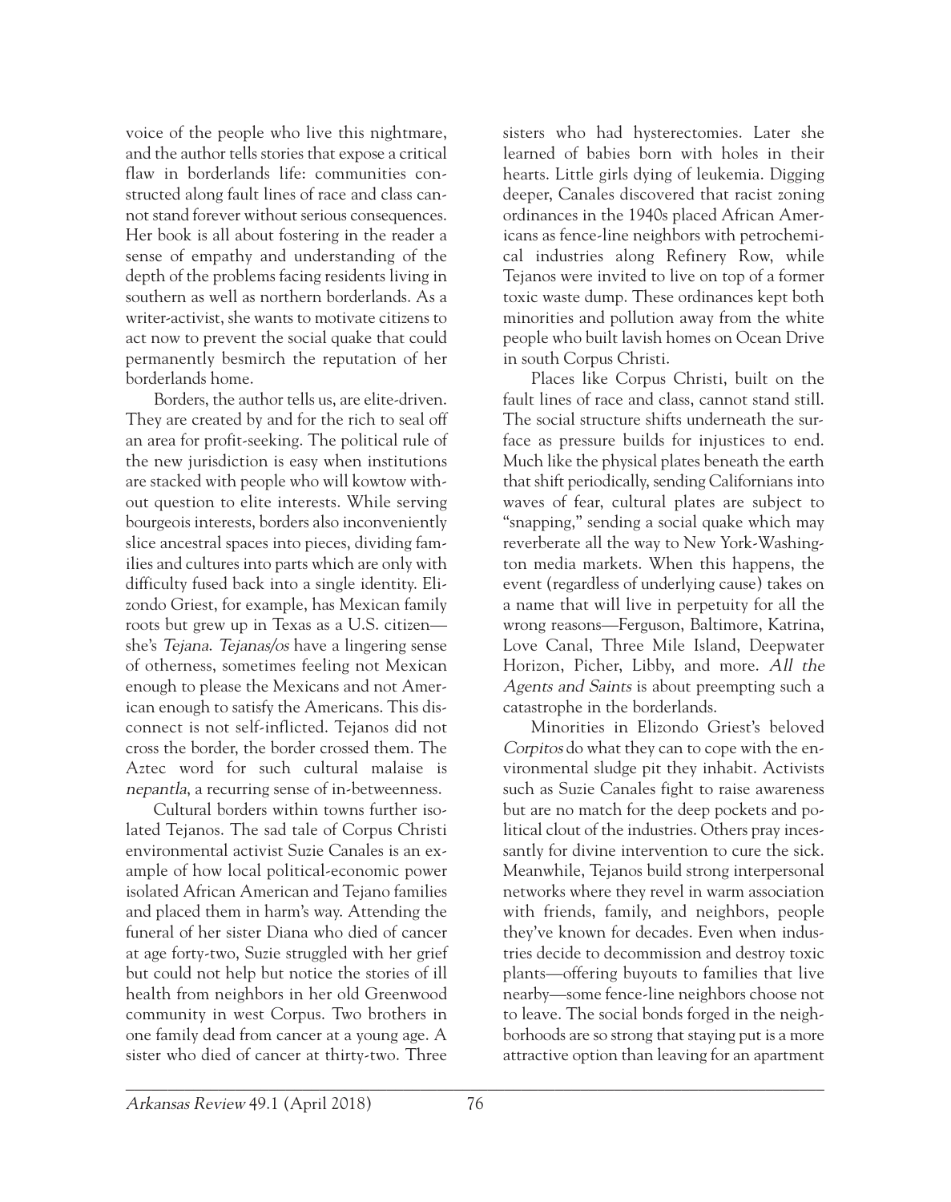voice of the people who live this nightmare, and the author tells stories that expose a critical flaw in borderlands life: communities constructed along fault lines of race and class cannot stand forever without serious consequences. Her book is all about fostering in the reader a sense of empathy and understanding of the depth of the problems facing residents living in southern as well as northern borderlands. As a writer-activist, she wants to motivate citizens to act now to prevent the social quake that could permanently besmirch the reputation of her borderlands home.

Borders, the author tells us, are elite-driven. They are created by and for the rich to seal off an area for profit-seeking. The political rule of the new jurisdiction is easy when institutions are stacked with people who will kowtow without question to elite interests. While serving bourgeois interests, borders also inconveniently slice ancestral spaces into pieces, dividing families and cultures into parts which are only with difficulty fused back into a single identity. Elizondo Griest, for example, has Mexican family roots but grew up in Texas as a U.S. citizen—she's *Tejana*. *Tejanas/os* have a lingering sense of otherness, sometimes feeling not Mexican enough to please the Mexicans and not American enough to satisfy the Americans. This disconnect is not self-inflicted. Tejanos did not cross the border, the border crossed them. The Aztec word for such cultural malaise is *nepantla*, a recurring sense of in-betweenness.

Cultural borders within towns further isolated Tejanos. The sad tale of Corpus Christi environmental activist Suzie Canales is an example of how local political-economic power isolated African American and Tejano families and placed them in harm's way. Attending the funeral of her sister Diana who died of cancer at age forty-two, Suzie struggled with her grief but could not help but notice the stories of ill health from neighbors in her old Greenwood community in west Corpus. Two brothers in one family dead from cancer at a young age. A sister who died of cancer at thirty-two. Three sisters who had hysterectomies. Later she learned of babies born with holes in their hearts. Little girls dying of leukemia. Digging deeper, Canales discovered that racist zoning ordinances in the 1940s placed African Americans as fence-line neighbors with petrochemical industries along Refinery Row, while Tejanos were invited to live on top of a former toxic waste dump. These ordinances kept both minorities and pollution away from the white people who built lavish homes on Ocean Drive in south Corpus Christi.

Places like Corpus Christi, built on the fault lines of race and class, cannot stand still. The social structure shifts underneath the surface as pressure builds for injustices to end. Much like the physical plates beneath the earth that shift periodically, sending Californians into waves of fear, cultural plates are subject to "snapping," sending a social quake which may reverberate all the way to New York-Washington media markets. When this happens, the event (regardless of underlying cause) takes on a name that will live in perpetuity for all the wrong reasons—Ferguson, Baltimore, Katrina, Love Canal, Three Mile Island, Deepwater Horizon, Picher, Libby, and more. *All the Agents and Saints* is about preempting such a catastrophe in the borderlands.

Minorities in Elizondo Griest's beloved *Corpitos* do what they can to cope with the environmental sludge pit they inhabit. Activists such as Suzie Canales fight to raise awareness but are no match for the deep pockets and political clout of the industries. Others pray incessantly for divine intervention to cure the sick. Meanwhile, Tejanos build strong interpersonal networks where they revel in warm association with friends, family, and neighbors, people they've known for decades. Even when industries decide to decommission and destroy toxic plants—offering buyouts to families that live nearby—some fence-line neighbors choose not to leave. The social bonds forged in the neighborhoods are so strong that staying put is a more attractive option than leaving for an apartment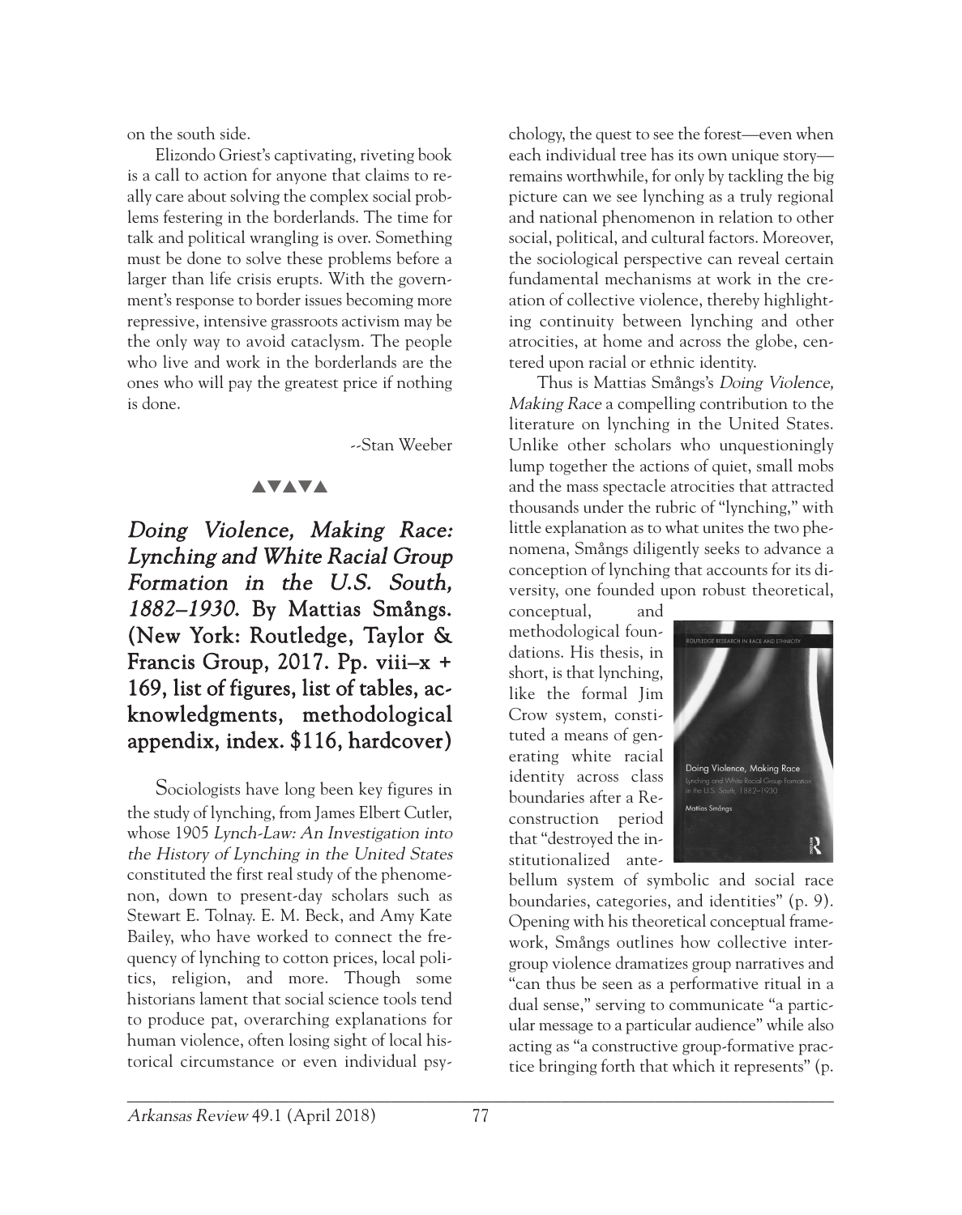on the south side.

Elizondo Griest's captivating, riveting book is a call to action for anyone that claims to really care about solving the complex social problems festering in the borderlands. The time for talk and political wrangling is over. Something must be done to solve these problems before a larger than life crisis erupts. With the government's response to border issues becoming more repressive, intensive grassroots activism may be the only way to avoid cataclysm. The people who live and work in the borderlands are the ones who will pay the greatest price if nothing is done.

--Stan Weeber

▲▼▲▼▲

## *Doing Violence, Making Race: Lynching and White Racial Group Formation in the U.S. South, 1882–1930.* By Mattias Smångs. (New York: Routledge, Taylor & Francis Group, 2017. Pp. viii–x + 169, list of figures, list of tables, acknowledgments, methodological appendix, index. $116, hardcover)

Sociologists have long been key figures in the study of lynching, from James Elbert Cutler, whose 1905 *Lynch-Law: An Investigation into the History of Lynching in the United States* constituted the first real study of the phenomenon, down to present-day scholars such as Stewart E. Tolnay. E. M. Beck, and Amy Kate Bailey, who have worked to connect the frequency of lynching to cotton prices, local politics, religion, and more. Though some historians lament that social science tools tend to produce pat, overarching explanations for human violence, often losing sight of local historical circumstance or even individual psychology, the quest to see the forest—even when each individual tree has its own unique story—remains worthwhile, for only by tackling the big picture can we see lynching as a truly regional and national phenomenon in relation to other social, political, and cultural factors. Moreover, the sociological perspective can reveal certain fundamental mechanisms at work in the creation of collective violence, thereby highlighting continuity between lynching and other atrocities, at home and across the globe, centered upon racial or ethnic identity.

Thus is Mattias Smångs's *Doing Violence, Making Race* a compelling contribution to the literature on lynching in the United States. Unlike other scholars who unquestioningly lump together the actions of quiet, small mobs and the mass spectacle atrocities that attracted thousands under the rubric of "lynching," with little explanation as to what unites the two phenomena, Smångs diligently seeks to advance a conception of lynching that accounts for its diversity, one founded upon robust theoretical, conceptual, and methodological foundations. His thesis, in short, is that lynching, like the formal Jim Crow system, constituted a means of generating white racial identity across class boundaries after a Reconstruction period that "destroyed the institutionalized antebellum system of symbolic and social race boundaries, categories, and identities" (p. 9). Opening with his theoretical conceptual framework, Smångs outlines how collective intergroup violence dramatizes group narratives and "can thus be seen as a performative ritual in a dual sense," serving to communicate "a particular message to a particular audience" while also acting as "a constructive group-formative practice bringing forth that which it represents" (p.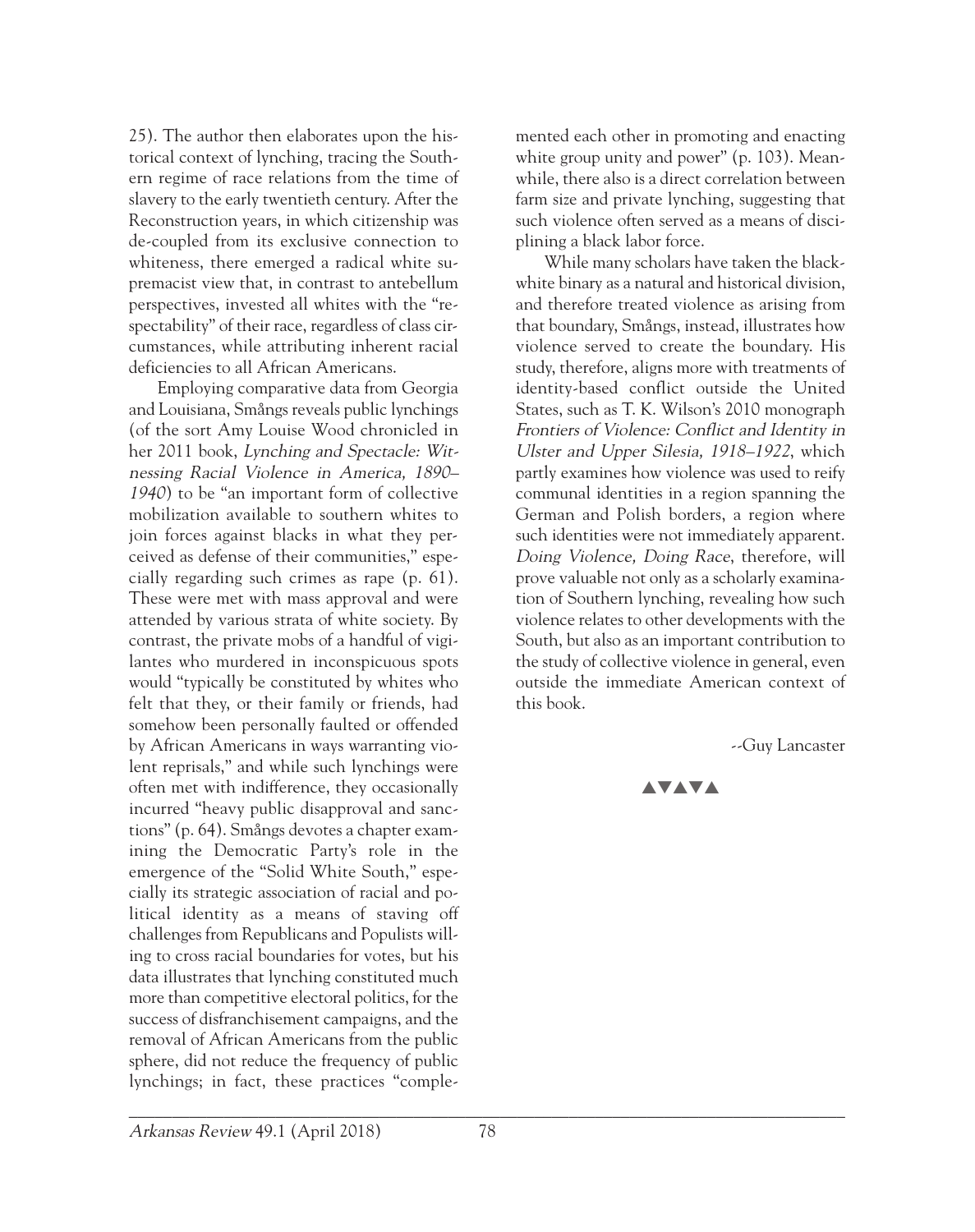25). The author then elaborates upon the historical context of lynching, tracing the Southern regime of race relations from the time of slavery to the early twentieth century. After the Reconstruction years, in which citizenship was de-coupled from its exclusive connection to whiteness, there emerged a radical white supremacist view that, in contrast to antebellum perspectives, invested all whites with the "respectability" of their race, regardless of class circumstances, while attributing inherent racial deficiencies to all African Americans.

Employing comparative data from Georgia and Louisiana, Smångs reveals public lynchings (of the sort Amy Louise Wood chronicled in her 2011 book, *Lynching and Spectacle: Witnessing Racial Violence in America, 1890–1940*) to be "an important form of collective mobilization available to southern whites to join forces against blacks in what they perceived as defense of their communities," especially regarding such crimes as rape (p. 61). These were met with mass approval and were attended by various strata of white society. By contrast, the private mobs of a handful of vigilantes who murdered in inconspicuous spots would "typically be constituted by whites who felt that they, or their family or friends, had somehow been personally faulted or offended by African Americans in ways warranting violent reprisals," and while such lynchings were often met with indifference, they occasionally incurred "heavy public disapproval and sanctions" (p. 64). Smångs devotes a chapter examining the Democratic Party's role in the emergence of the "Solid White South," especially its strategic association of racial and political identity as a means of staving off challenges from Republicans and Populists willing to cross racial boundaries for votes, but his data illustrates that lynching constituted much more than competitive electoral politics, for the success of disfranchisement campaigns, and the removal of African Americans from the public sphere, did not reduce the frequency of public lynchings; in fact, these practices "complemented each other in promoting and enacting white group unity and power" (p. 103). Meanwhile, there also is a direct correlation between farm size and private lynching, suggesting that such violence often served as a means of disciplining a black labor force.

While many scholars have taken the black-white binary as a natural and historical division, and therefore treated violence as arising from that boundary, Smångs, instead, illustrates how violence served to create the boundary. His study, therefore, aligns more with treatments of identity-based conflict outside the United States, such as T. K. Wilson's 2010 monograph *Frontiers of Violence: Conflict and Identity in Ulster and Upper Silesia, 1918–1922*, which partly examines how violence was used to reify communal identities in a region spanning the German and Polish borders, a region where such identities were not immediately apparent. *Doing Violence, Doing Race*, therefore, will prove valuable not only as a scholarly examination of Southern lynching, revealing how such violence relates to other developments with the South, but also as an important contribution to the study of collective violence in general, even outside the immediate American context of this book.

--Guy Lancaster

▲▼▲▼▲